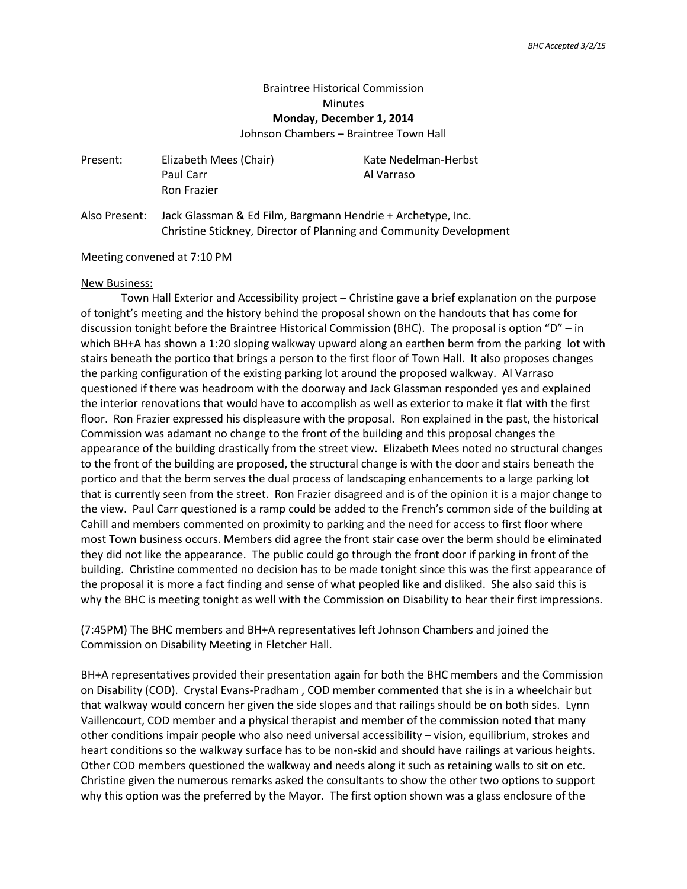*BHC Accepted 3/2/15*

Braintree Historical Commission
Minutes
**Monday, December 1, 2014**
Johnson Chambers – Braintree Town Hall

| | | |
|---|---|---|
| Present: | Elizabeth Mees (Chair) | Kate Nedelman-Herbst |
| | Paul Carr | Al Varraso |
| | Ron Frazier | |

Also Present: Jack Glassman & Ed Film, Bargmann Hendrie + Archetype, Inc.
Christine Stickney, Director of Planning and Community Development

Meeting convened at 7:10 PM

<u>New Business:</u>

Town Hall Exterior and Accessibility project – Christine gave a brief explanation on the purpose of tonight's meeting and the history behind the proposal shown on the handouts that has come for discussion tonight before the Braintree Historical Commission (BHC). The proposal is option "D" – in which BH+A has shown a 1:20 sloping walkway upward along an earthen berm from the parking lot with stairs beneath the portico that brings a person to the first floor of Town Hall. It also proposes changes the parking configuration of the existing parking lot around the proposed walkway. Al Varraso questioned if there was headroom with the doorway and Jack Glassman responded yes and explained the interior renovations that would have to accomplish as well as exterior to make it flat with the first floor. Ron Frazier expressed his displeasure with the proposal. Ron explained in the past, the historical Commission was adamant no change to the front of the building and this proposal changes the appearance of the building drastically from the street view. Elizabeth Mees noted no structural changes to the front of the building are proposed, the structural change is with the door and stairs beneath the portico and that the berm serves the dual process of landscaping enhancements to a large parking lot that is currently seen from the street. Ron Frazier disagreed and is of the opinion it is a major change to the view. Paul Carr questioned is a ramp could be added to the French's common side of the building at Cahill and members commented on proximity to parking and the need for access to first floor where most Town business occurs. Members did agree the front stair case over the berm should be eliminated they did not like the appearance. The public could go through the front door if parking in front of the building. Christine commented no decision has to be made tonight since this was the first appearance of the proposal it is more a fact finding and sense of what peopled like and disliked. She also said this is why the BHC is meeting tonight as well with the Commission on Disability to hear their first impressions.

(7:45PM) The BHC members and BH+A representatives left Johnson Chambers and joined the Commission on Disability Meeting in Fletcher Hall.

BH+A representatives provided their presentation again for both the BHC members and the Commission on Disability (COD). Crystal Evans-Pradham , COD member commented that she is in a wheelchair but that walkway would concern her given the side slopes and that railings should be on both sides. Lynn Vaillencourt, COD member and a physical therapist and member of the commission noted that many other conditions impair people who also need universal accessibility – vision, equilibrium, strokes and heart conditions so the walkway surface has to be non-skid and should have railings at various heights. Other COD members questioned the walkway and needs along it such as retaining walls to sit on etc. Christine given the numerous remarks asked the consultants to show the other two options to support why this option was the preferred by the Mayor. The first option shown was a glass enclosure of the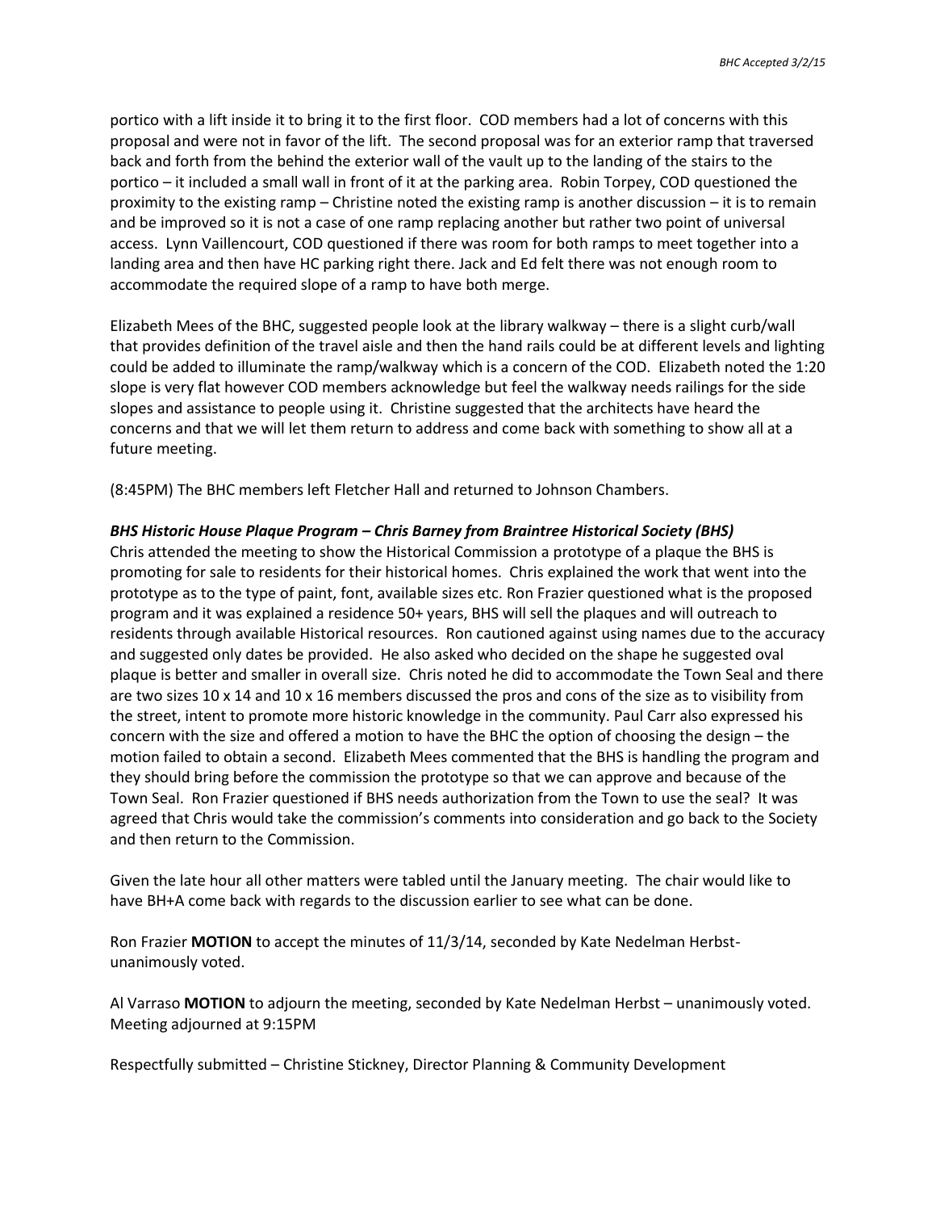portico with a lift inside it to bring it to the first floor. COD members had a lot of concerns with this proposal and were not in favor of the lift. The second proposal was for an exterior ramp that traversed back and forth from the behind the exterior wall of the vault up to the landing of the stairs to the portico – it included a small wall in front of it at the parking area. Robin Torpey, COD questioned the proximity to the existing ramp – Christine noted the existing ramp is another discussion – it is to remain and be improved so it is not a case of one ramp replacing another but rather two point of universal access. Lynn Vaillencourt, COD questioned if there was room for both ramps to meet together into a landing area and then have HC parking right there. Jack and Ed felt there was not enough room to accommodate the required slope of a ramp to have both merge.

Elizabeth Mees of the BHC, suggested people look at the library walkway – there is a slight curb/wall that provides definition of the travel aisle and then the hand rails could be at different levels and lighting could be added to illuminate the ramp/walkway which is a concern of the COD. Elizabeth noted the 1:20 slope is very flat however COD members acknowledge but feel the walkway needs railings for the side slopes and assistance to people using it. Christine suggested that the architects have heard the concerns and that we will let them return to address and come back with something to show all at a future meeting.

(8:45PM) The BHC members left Fletcher Hall and returned to Johnson Chambers.

***BHS Historic House Plaque Program – Chris Barney from Braintree Historical Society (BHS)***

Chris attended the meeting to show the Historical Commission a prototype of a plaque the BHS is promoting for sale to residents for their historical homes. Chris explained the work that went into the prototype as to the type of paint, font, available sizes etc. Ron Frazier questioned what is the proposed program and it was explained a residence 50+ years, BHS will sell the plaques and will outreach to residents through available Historical resources. Ron cautioned against using names due to the accuracy and suggested only dates be provided. He also asked who decided on the shape he suggested oval plaque is better and smaller in overall size. Chris noted he did to accommodate the Town Seal and there are two sizes 10 x 14 and 10 x 16 members discussed the pros and cons of the size as to visibility from the street, intent to promote more historic knowledge in the community. Paul Carr also expressed his concern with the size and offered a motion to have the BHC the option of choosing the design – the motion failed to obtain a second. Elizabeth Mees commented that the BHS is handling the program and they should bring before the commission the prototype so that we can approve and because of the Town Seal. Ron Frazier questioned if BHS needs authorization from the Town to use the seal? It was agreed that Chris would take the commission's comments into consideration and go back to the Society and then return to the Commission.

Given the late hour all other matters were tabled until the January meeting. The chair would like to have BH+A come back with regards to the discussion earlier to see what can be done.

Ron Frazier **MOTION** to accept the minutes of 11/3/14, seconded by Kate Nedelman Herbst- unanimously voted.

Al Varraso **MOTION** to adjourn the meeting, seconded by Kate Nedelman Herbst – unanimously voted. Meeting adjourned at 9:15PM

Respectfully submitted – Christine Stickney, Director Planning & Community Development